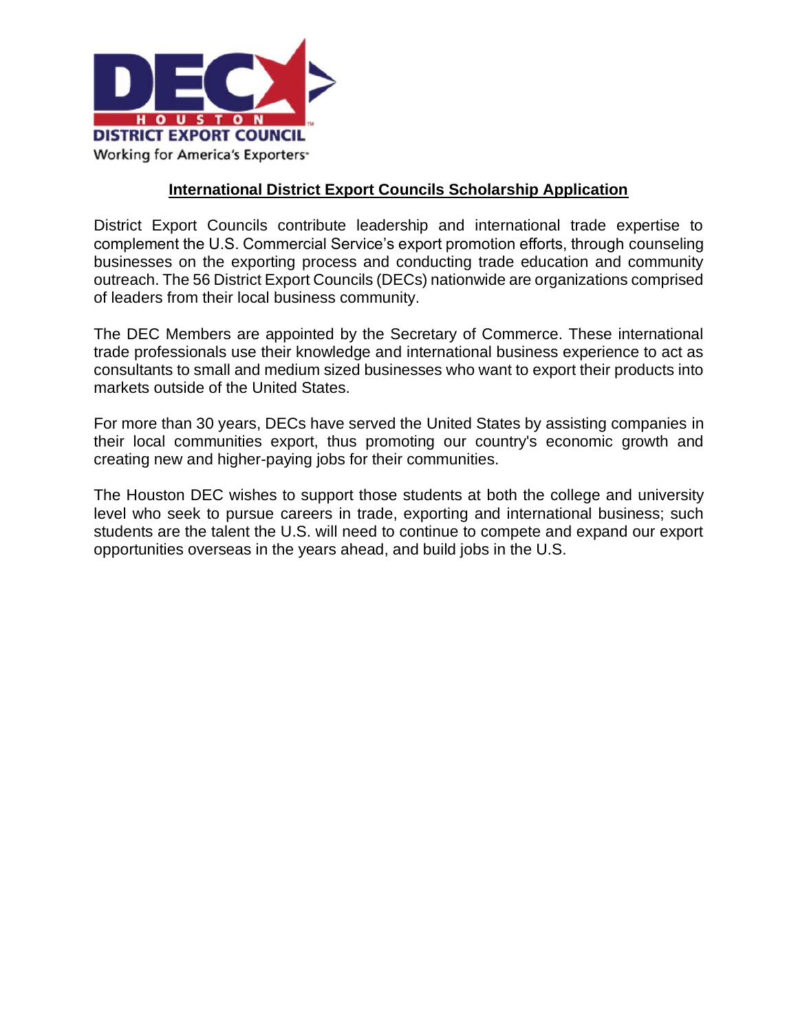DEC HOUSTON
DISTRICT EXPORT COUNCIL
Working for America's Exporters

# International District Export Councils Scholarship Application

District Export Councils contribute leadership and international trade expertise to complement the U.S. Commercial Service's export promotion efforts, through counseling businesses on the exporting process and conducting trade education and community outreach. The 56 District Export Councils (DECs) nationwide are organizations comprised of leaders from their local business community.

The DEC Members are appointed by the Secretary of Commerce. These international trade professionals use their knowledge and international business experience to act as consultants to small and medium sized businesses who want to export their products into markets outside of the United States.

For more than 30 years, DECs have served the United States by assisting companies in their local communities export, thus promoting our country's economic growth and creating new and higher-paying jobs for their communities.

The Houston DEC wishes to support those students at both the college and university level who seek to pursue careers in trade, exporting and international business; such students are the talent the U.S. will need to continue to compete and expand our export opportunities overseas in the years ahead, and build jobs in the U.S.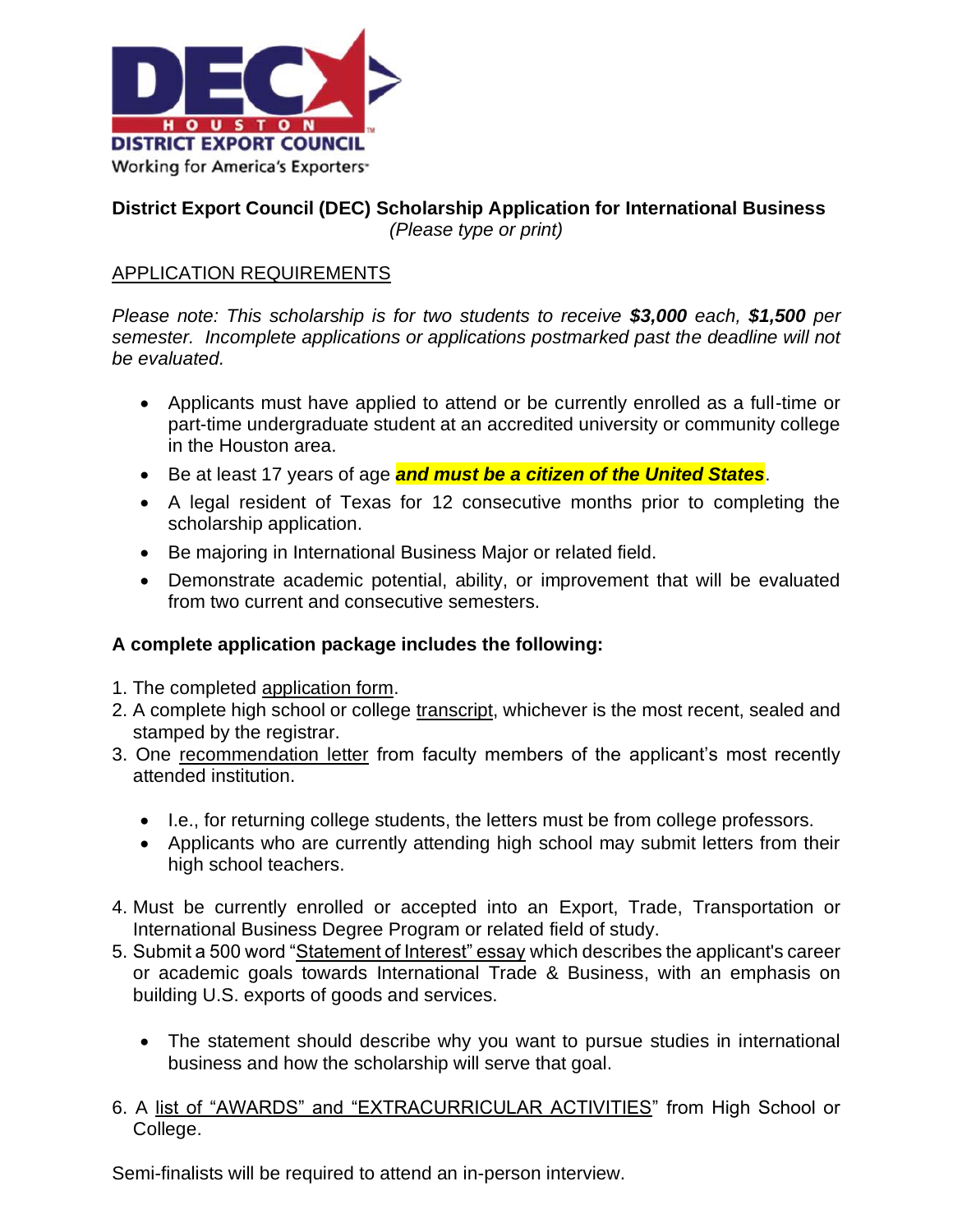DEC HOUSTON DISTRICT EXPORT COUNCIL
Working for America's Exporters

**District Export Council (DEC) Scholarship Application for International Business**
*(Please type or print)*

## APPLICATION REQUIREMENTS

*Please note: This scholarship is for two students to receive **$3,000** each, **$1,500** per semester. Incomplete applications or applications postmarked past the deadline will not be evaluated.*

- Applicants must have applied to attend or be currently enrolled as a full-time or part-time undergraduate student at an accredited university or community college in the Houston area.
- Be at least 17 years of age ***and must be a citizen of the United States***.
- A legal resident of Texas for 12 consecutive months prior to completing the scholarship application.
- Be majoring in International Business Major or related field.
- Demonstrate academic potential, ability, or improvement that will be evaluated from two current and consecutive semesters.

**A complete application package includes the following:**

1. The completed application form.
2. A complete high school or college transcript, whichever is the most recent, sealed and stamped by the registrar.
3. One recommendation letter from faculty members of the applicant's most recently attended institution.
   - I.e., for returning college students, the letters must be from college professors.
   - Applicants who are currently attending high school may submit letters from their high school teachers.
4. Must be currently enrolled or accepted into an Export, Trade, Transportation or International Business Degree Program or related field of study.
5. Submit a 500 word "Statement of Interest" essay which describes the applicant's career or academic goals towards International Trade & Business, with an emphasis on building U.S. exports of goods and services.
   - The statement should describe why you want to pursue studies in international business and how the scholarship will serve that goal.
6. A list of "AWARDS" and "EXTRACURRICULAR ACTIVITIES" from High School or College.

Semi-finalists will be required to attend an in-person interview.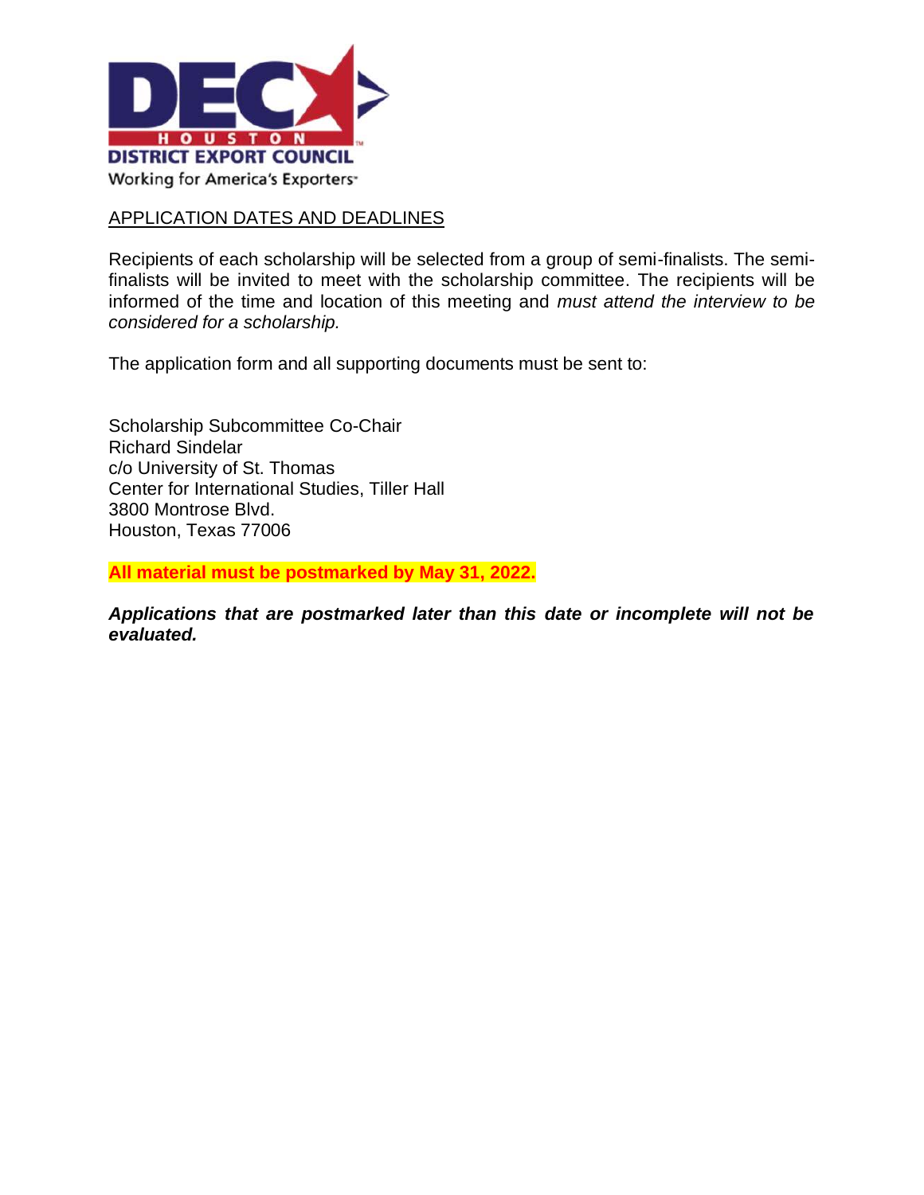DEC HOUSTON
DISTRICT EXPORT COUNCIL
Working for America's Exporters

## APPLICATION DATES AND DEADLINES

Recipients of each scholarship will be selected from a group of semi-finalists. The semi-finalists will be invited to meet with the scholarship committee. The recipients will be informed of the time and location of this meeting and *must attend the interview to be considered for a scholarship.*

The application form and all supporting documents must be sent to:

Scholarship Subcommittee Co-Chair
Richard Sindelar
c/o University of St. Thomas
Center for International Studies, Tiller Hall
3800 Montrose Blvd.
Houston, Texas 77006

**All material must be postmarked by May 31, 2022.**

***Applications that are postmarked later than this date or incomplete will not be evaluated.***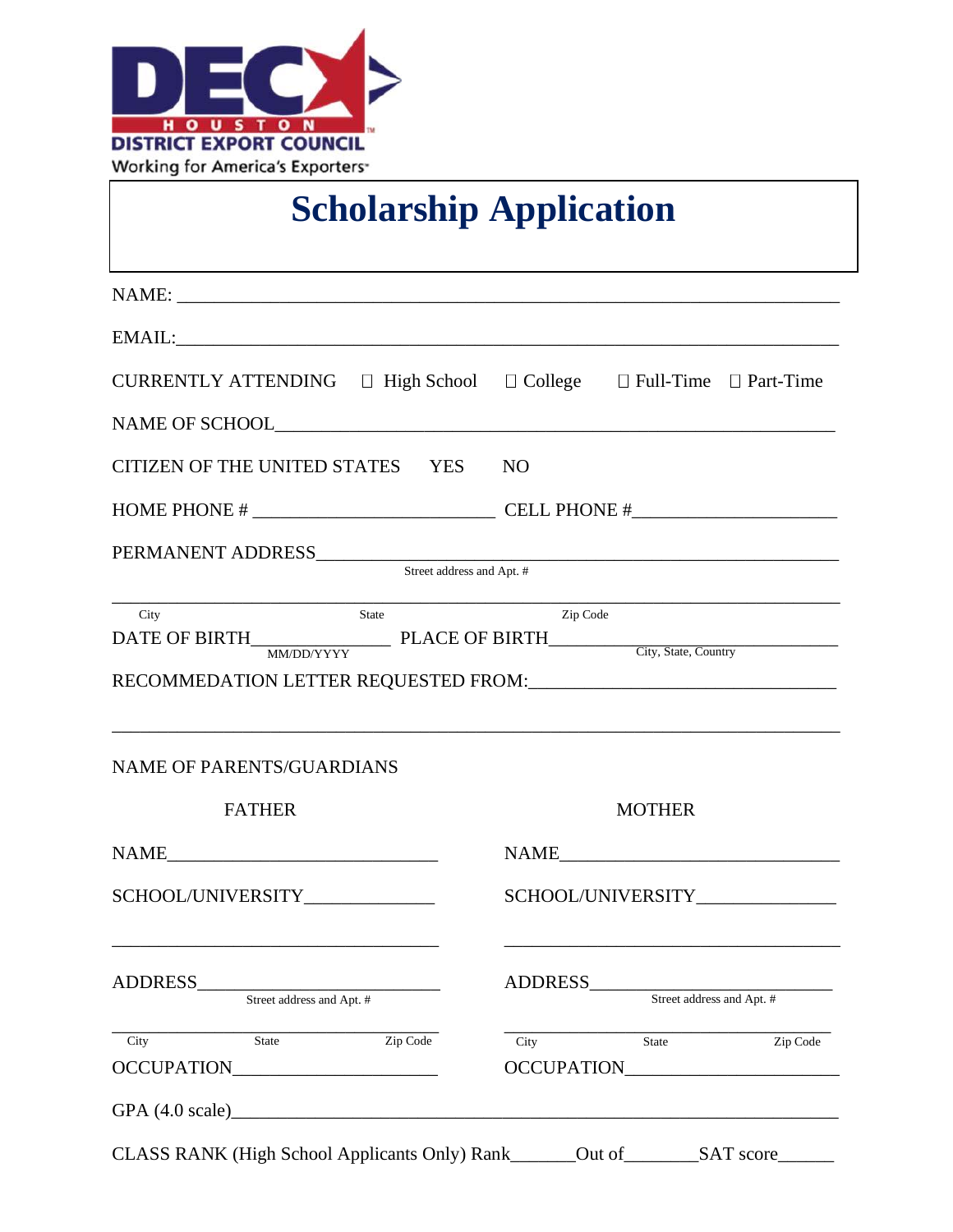HOUSTON DISTRICT EXPORT COUNCIL

Working for America's Exporters

# Scholarship Application

NAME: ___________________________________________________________________

EMAIL:___________________________________________________________________

CURRENTLY ATTENDING ☐ High School ☐ College ☐ Full-Time ☐ Part-Time

NAME OF SCHOOL___________________________________________________________

CITIZEN OF THE UNITED STATES YES NO

HOME PHONE # ________________________ CELL PHONE #_____________________

PERMANENT ADDRESS________________________________________________________
Street address and Apt. #

_________________________________________________________________________
City State Zip Code

DATE OF BIRTH______________ PLACE OF BIRTH______________________________
MM/DD/YYYY City, State, Country

RECOMMEDATION LETTER REQUESTED FROM:______________________________________

_________________________________________________________________________

NAME OF PARENTS/GUARDIANS

**FATHER**

NAME_____________________________

SCHOOL/UNIVERSITY_______________

_________________________________

ADDRESS__________________________
Street address and Apt. #

_________________________________
City State Zip Code

OCCUPATION_______________________

**MOTHER**

NAME_____________________________

SCHOOL/UNIVERSITY_______________

_________________________________

ADDRESS__________________________
Street address and Apt. #

_________________________________
City State Zip Code

OCCUPATION_______________________

GPA (4.0 scale)__________________________________________________________

CLASS RANK (High School Applicants Only) Rank______Out of_______SAT score______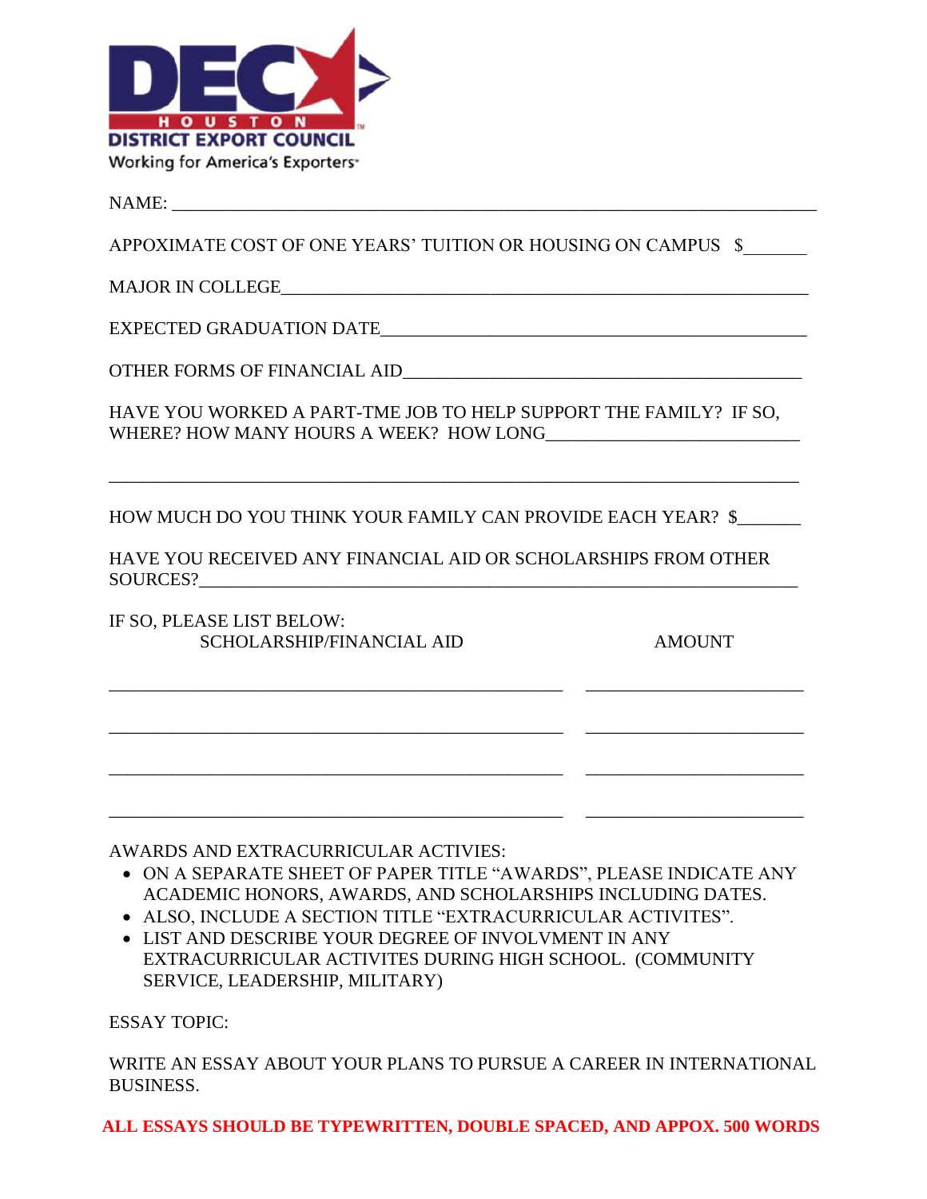DEC HOUSTON
DISTRICT EXPORT COUNCIL
Working for America's Exporters

NAME: ___________________________________________________________________

APPOXIMATE COST OF ONE YEARS' TUITION OR HOUSING ON CAMPUS $_______

MAJOR IN COLLEGE___________________________________________________________

EXPECTED GRADUATION DATE_______________________________________________

OTHER FORMS OF FINANCIAL AID____________________________________________

HAVE YOU WORKED A PART-TME JOB TO HELP SUPPORT THE FAMILY? IF SO, WHERE? HOW MANY HOURS A WEEK? HOW LONG___________________________

___________________________________________________________________________

HOW MUCH DO YOU THINK YOUR FAMILY CAN PROVIDE EACH YEAR? $_______

HAVE YOU RECEIVED ANY FINANCIAL AID OR SCHOLARSHIPS FROM OTHER SOURCES?_______________________________________________________________

IF SO, PLEASE LIST BELOW:

| SCHOLARSHIP/FINANCIAL AID | AMOUNT |
|---|---|
| | |
| | |
| | |
| | |

AWARDS AND EXTRACURRICULAR ACTIVIES:

- ON A SEPARATE SHEET OF PAPER TITLE "AWARDS", PLEASE INDICATE ANY ACADEMIC HONORS, AWARDS, AND SCHOLARSHIPS INCLUDING DATES.
- ALSO, INCLUDE A SECTION TITLE "EXTRACURRICULAR ACTIVITES".
- LIST AND DESCRIBE YOUR DEGREE OF INVOLVMENT IN ANY EXTRACURRICULAR ACTIVITES DURING HIGH SCHOOL. (COMMUNITY SERVICE, LEADERSHIP, MILITARY)

ESSAY TOPIC:

WRITE AN ESSAY ABOUT YOUR PLANS TO PURSUE A CAREER IN INTERNATIONAL BUSINESS.

**ALL ESSAYS SHOULD BE TYPEWRITTEN, DOUBLE SPACED, AND APPOX. 500 WORDS**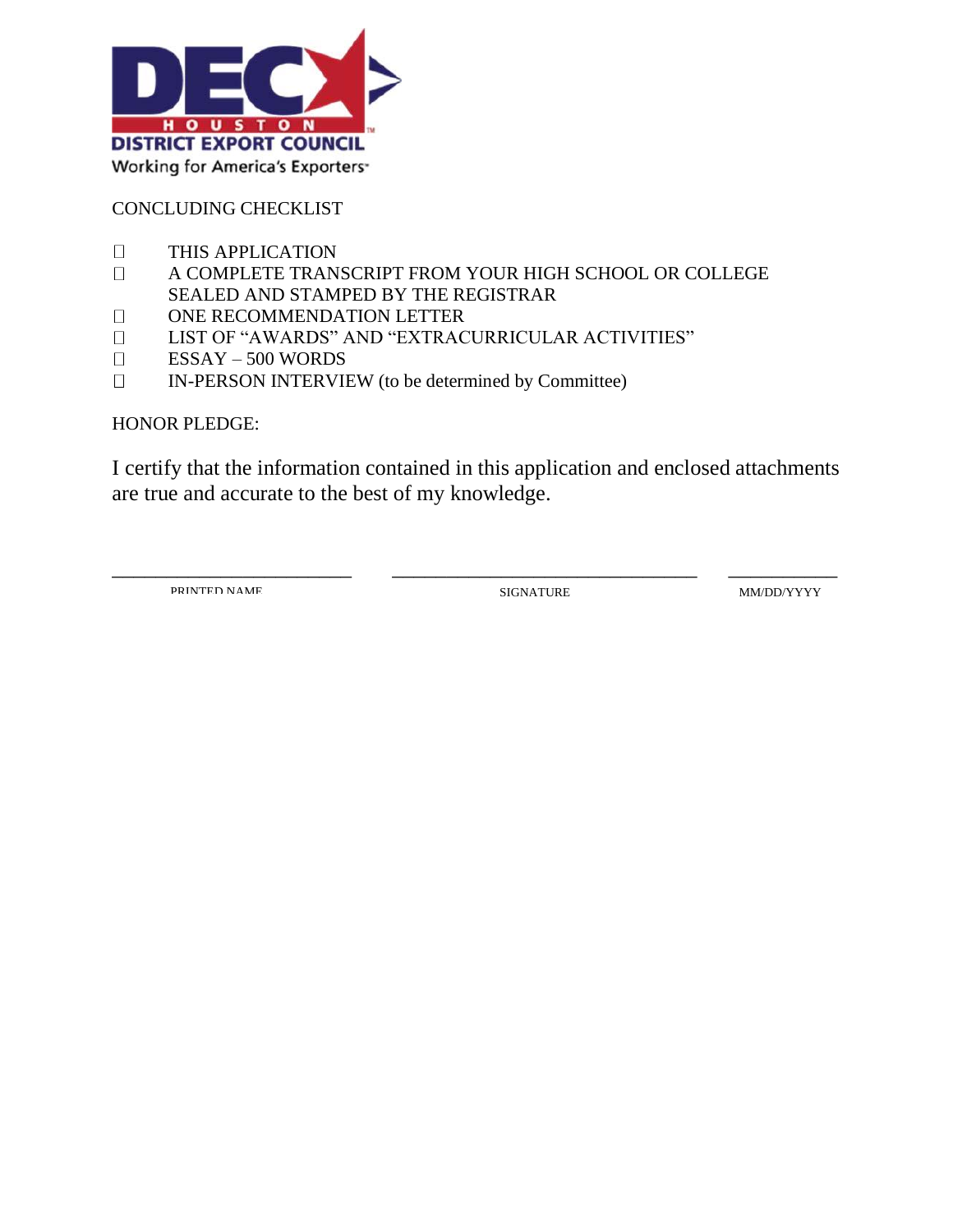CONCLUDING CHECKLIST

- ☐ THIS APPLICATION
- ☐ A COMPLETE TRANSCRIPT FROM YOUR HIGH SCHOOL OR COLLEGE SEALED AND STAMPED BY THE REGISTRAR
- ☐ ONE RECOMMENDATION LETTER
- ☐ LIST OF "AWARDS" AND "EXTRACURRICULAR ACTIVITIES"
- ☐ ESSAY – 500 WORDS
- ☐ IN-PERSON INTERVIEW (to be determined by Committee)

HONOR PLEDGE:

I certify that the information contained in this application and enclosed attachments are true and accurate to the best of my knowledge.

| | | |
|---|---|---|
| ___________________________ | ___________________________________ | ____________ |
| PRINTED NAME | SIGNATURE | MM/DD/YYYY |